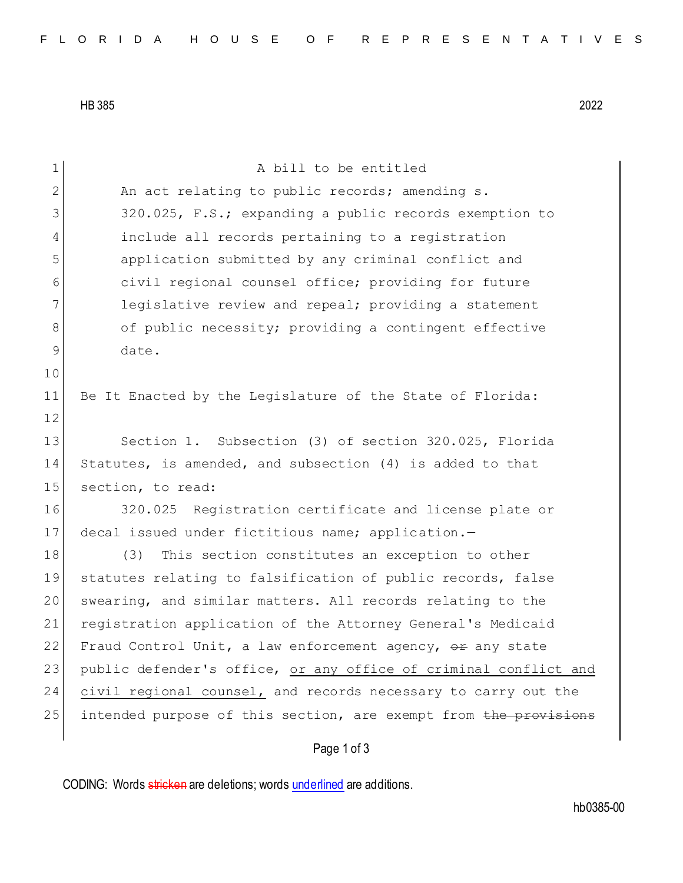HB 385 2022

A bill to be entitled

An act relating to public records; amending s. 320.025, F.S.; expanding a public records exemption to include all records pertaining to a registration application submitted by any criminal conflict and civil regional counsel office; providing for future legislative review and repeal; providing a statement of public necessity; providing a contingent effective date.

Be It Enacted by the Legislature of the State of Florida:

Section 1. Subsection (3) of section 320.025, Florida Statutes, is amended, and subsection (4) is added to that section, to read:

320.025 Registration certificate and license plate or decal issued under fictitious name; application.—

(3) This section constitutes an exception to other statutes relating to falsification of public records, false swearing, and similar matters. All records relating to the registration application of the Attorney General's Medicaid Fraud Control Unit, a law enforcement agency, ~~or~~ any state public defender's office, <u>or any office of criminal conflict and civil regional counsel,</u> and records necessary to carry out the intended purpose of this section, are exempt from ~~the provisions~~

CODING: Words ~~stricken~~ are deletions; words <u>underlined</u> are additions.

hb0385-00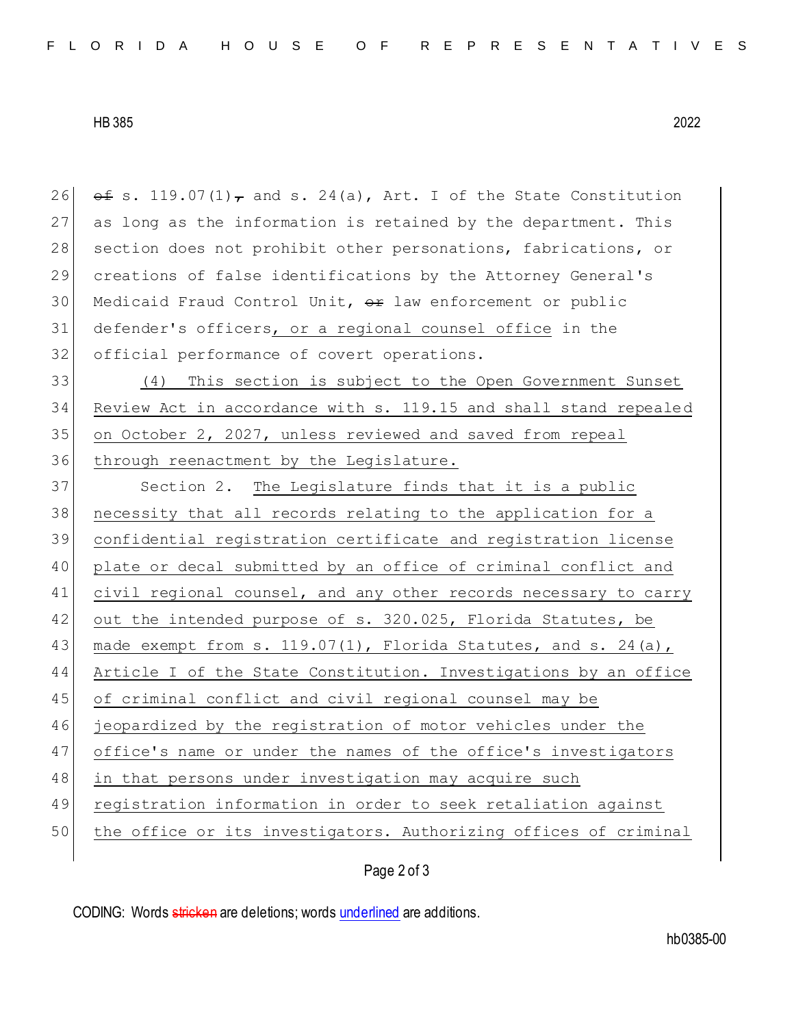~~of~~ s. 119.07(1)~~,~~ and s. 24(a), Art. I of the State Constitution as long as the information is retained by the department. This section does not prohibit other personations, fabrications, or creations of false identifications by the Attorney General's Medicaid Fraud Control Unit, ~~or~~ law enforcement or public defender's officers, or a regional counsel office in the official performance of covert operations.

(4) This section is subject to the Open Government Sunset Review Act in accordance with s. 119.15 and shall stand repealed on October 2, 2027, unless reviewed and saved from repeal through reenactment by the Legislature.

Section 2. The Legislature finds that it is a public necessity that all records relating to the application for a confidential registration certificate and registration license plate or decal submitted by an office of criminal conflict and civil regional counsel, and any other records necessary to carry out the intended purpose of s. 320.025, Florida Statutes, be made exempt from s. 119.07(1), Florida Statutes, and s. 24(a), Article I of the State Constitution. Investigations by an office of criminal conflict and civil regional counsel may be jeopardized by the registration of motor vehicles under the office's name or under the names of the office's investigators in that persons under investigation may acquire such registration information in order to seek retaliation against the office or its investigators. Authorizing offices of criminal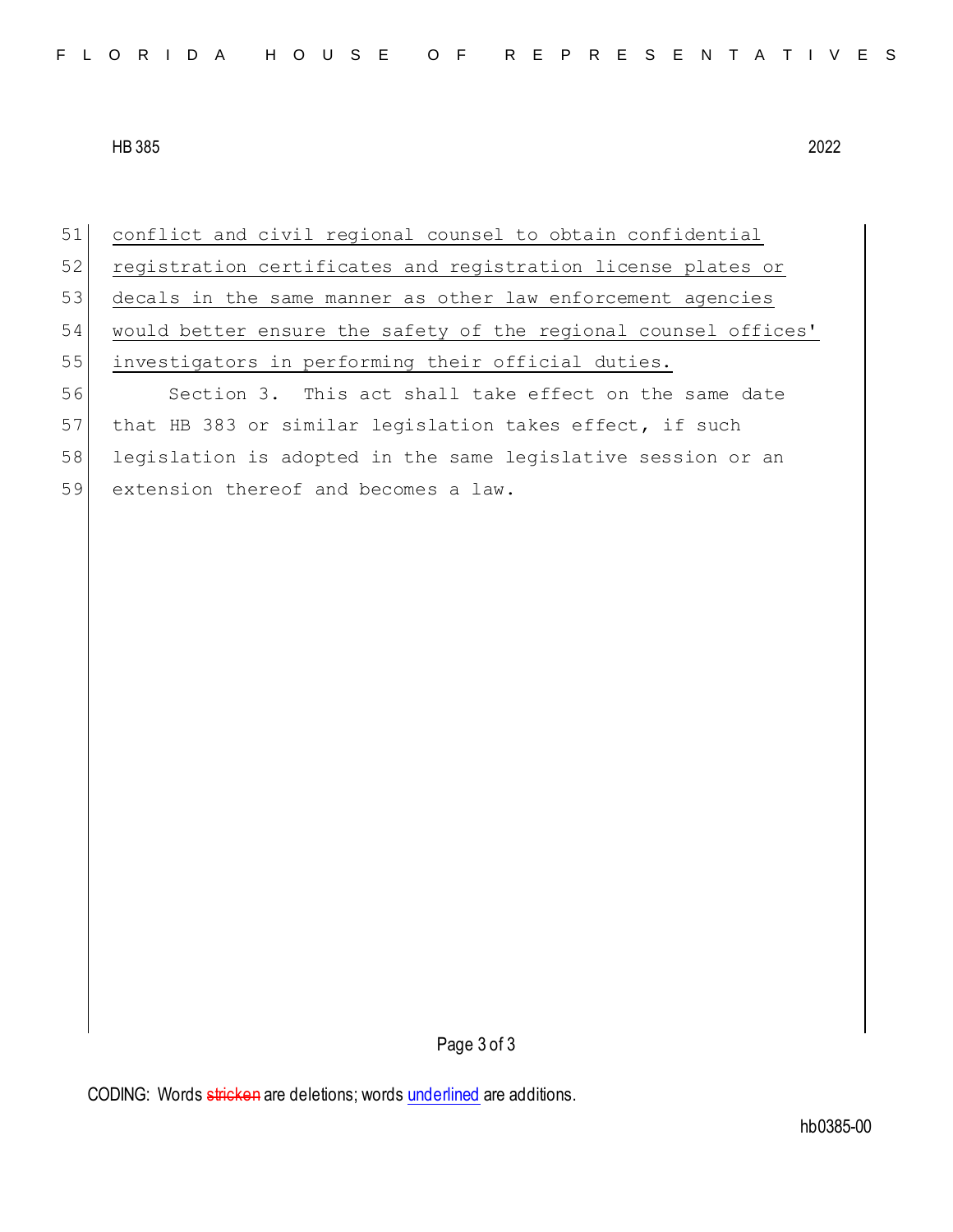conflict and civil regional counsel to obtain confidential registration certificates and registration license plates or decals in the same manner as other law enforcement agencies would better ensure the safety of the regional counsel offices' investigators in performing their official duties.

Section 3. This act shall take effect on the same date that HB 383 or similar legislation takes effect, if such legislation is adopted in the same legislative session or an extension thereof and becomes a law.